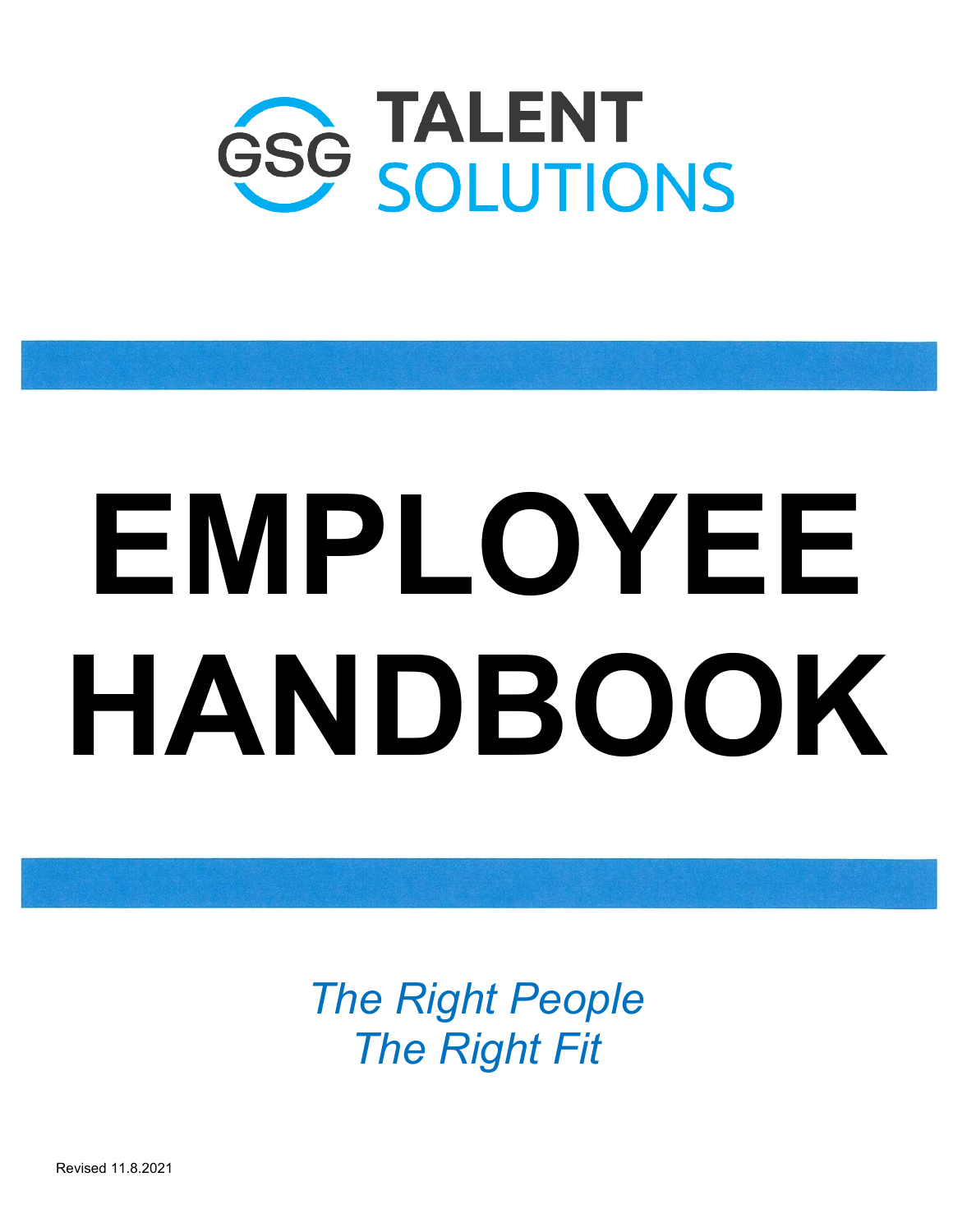GSG TALENT SOLUTIONS

# EMPLOYEE HANDBOOK

*The Right People*
*The Right Fit*

Revised 11.8.2021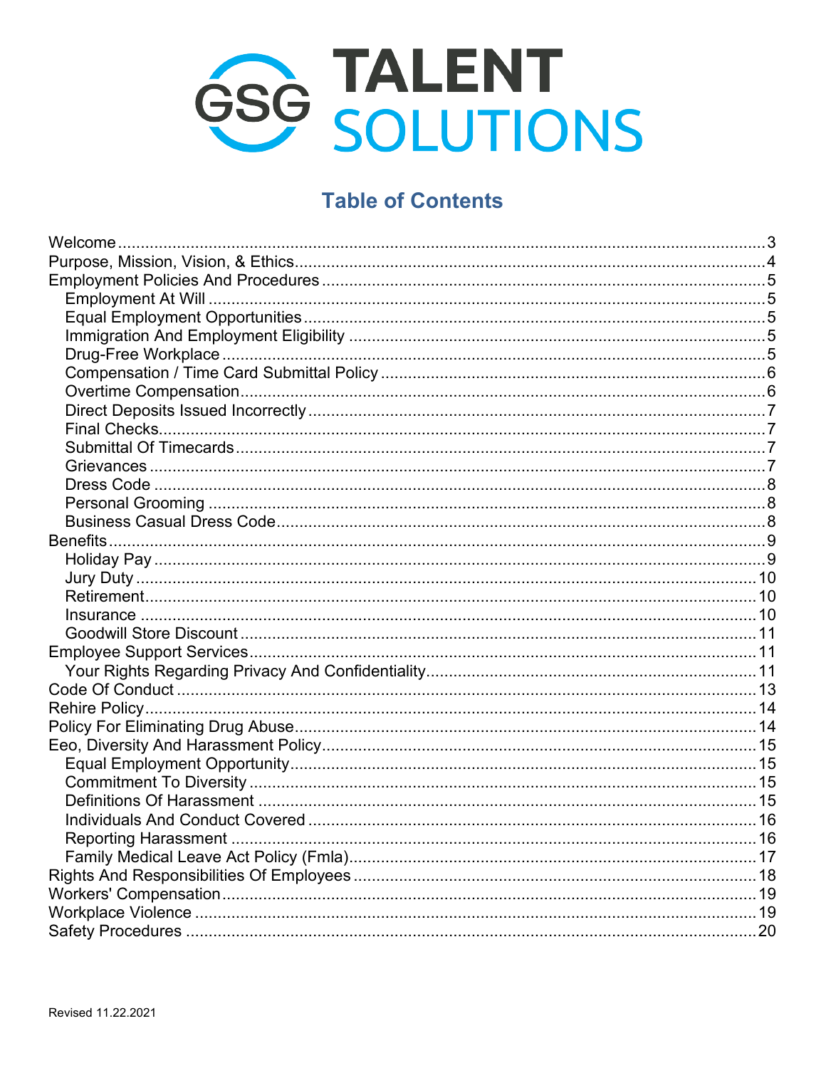GSG TALENT SOLUTIONS

## Table of Contents

- Welcome ... 3
- Purpose, Mission, Vision, & Ethics ... 4
- Employment Policies And Procedures ... 5
  - Employment At Will ... 5
  - Equal Employment Opportunities ... 5
  - Immigration And Employment Eligibility ... 5
  - Drug-Free Workplace ... 5
  - Compensation / Time Card Submittal Policy ... 6
  - Overtime Compensation ... 6
  - Direct Deposits Issued Incorrectly ... 7
  - Final Checks ... 7
  - Submittal Of Timecards ... 7
  - Grievances ... 7
  - Dress Code ... 8
  - Personal Grooming ... 8
  - Business Casual Dress Code ... 8
- Benefits ... 9
  - Holiday Pay ... 9
  - Jury Duty ... 10
  - Retirement ... 10
  - Insurance ... 10
  - Goodwill Store Discount ... 11
- Employee Support Services ... 11
  - Your Rights Regarding Privacy And Confidentiality ... 11
- Code Of Conduct ... 13
- Rehire Policy ... 14
- Policy For Eliminating Drug Abuse ... 14
- Eeo, Diversity And Harassment Policy ... 15
  - Equal Employment Opportunity ... 15
  - Commitment To Diversity ... 15
  - Definitions Of Harassment ... 15
  - Individuals And Conduct Covered ... 16
  - Reporting Harassment ... 16
  - Family Medical Leave Act Policy (Fmla) ... 17
- Rights And Responsibilities Of Employees ... 18
- Workers' Compensation ... 19
- Workplace Violence ... 19
- Safety Procedures ... 20

Revised 11.22.2021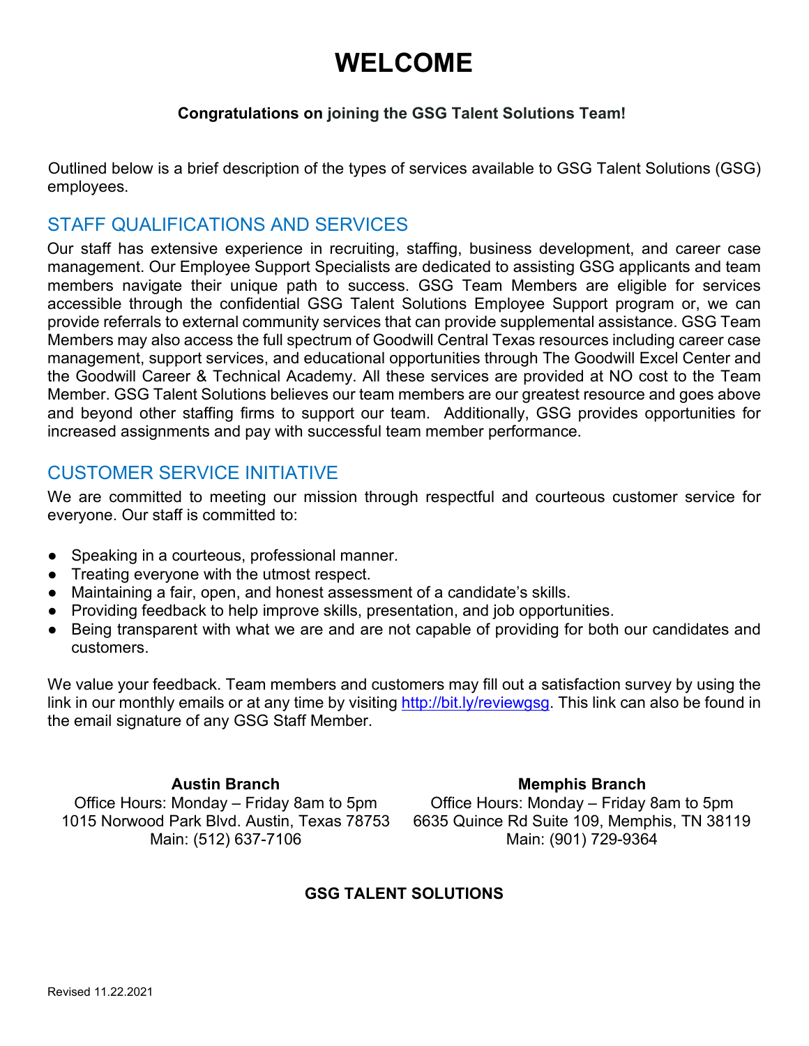# WELCOME

**Congratulations on joining the GSG Talent Solutions Team!**

Outlined below is a brief description of the types of services available to GSG Talent Solutions (GSG) employees.

## STAFF QUALIFICATIONS AND SERVICES

Our staff has extensive experience in recruiting, staffing, business development, and career case management. Our Employee Support Specialists are dedicated to assisting GSG applicants and team members navigate their unique path to success. GSG Team Members are eligible for services accessible through the confidential GSG Talent Solutions Employee Support program or, we can provide referrals to external community services that can provide supplemental assistance. GSG Team Members may also access the full spectrum of Goodwill Central Texas resources including career case management, support services, and educational opportunities through The Goodwill Excel Center and the Goodwill Career & Technical Academy. All these services are provided at NO cost to the Team Member. GSG Talent Solutions believes our team members are our greatest resource and goes above and beyond other staffing firms to support our team. Additionally, GSG provides opportunities for increased assignments and pay with successful team member performance.

## CUSTOMER SERVICE INITIATIVE

We are committed to meeting our mission through respectful and courteous customer service for everyone. Our staff is committed to:

- Speaking in a courteous, professional manner.
- Treating everyone with the utmost respect.
- Maintaining a fair, open, and honest assessment of a candidate's skills.
- Providing feedback to help improve skills, presentation, and job opportunities.
- Being transparent with what we are and are not capable of providing for both our candidates and customers.

We value your feedback. Team members and customers may fill out a satisfaction survey by using the link in our monthly emails or at any time by visiting http://bit.ly/reviewgsg. This link can also be found in the email signature of any GSG Staff Member.

**Austin Branch**
Office Hours: Monday – Friday 8am to 5pm
1015 Norwood Park Blvd. Austin, Texas 78753
Main: (512) 637-7106

**Memphis Branch**
Office Hours: Monday – Friday 8am to 5pm
6635 Quince Rd Suite 109, Memphis, TN 38119
Main: (901) 729-9364

**GSG TALENT SOLUTIONS**

Revised 11.22.2021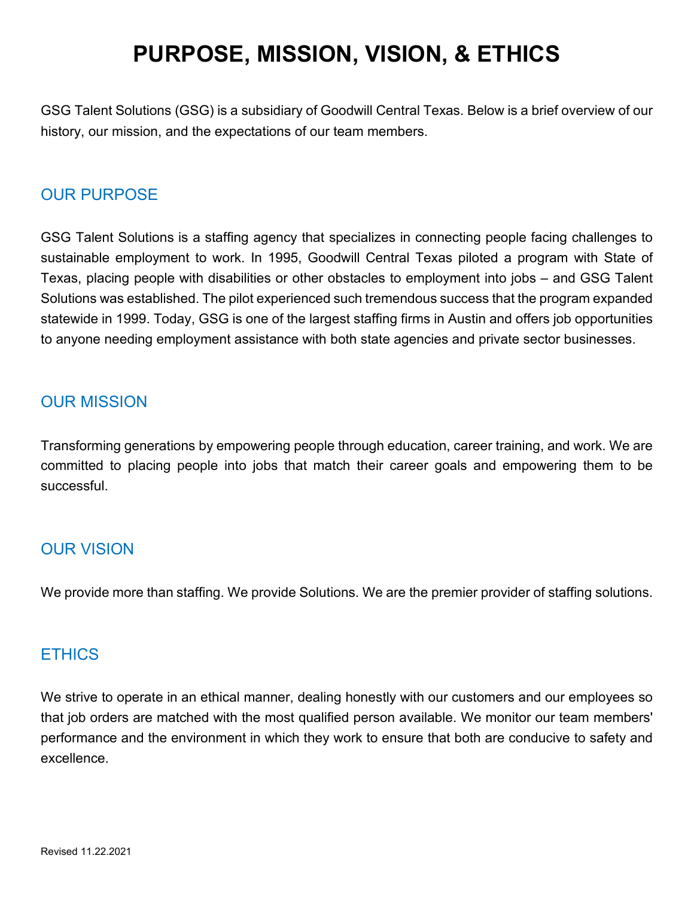# PURPOSE, MISSION, VISION, & ETHICS

GSG Talent Solutions (GSG) is a subsidiary of Goodwill Central Texas. Below is a brief overview of our history, our mission, and the expectations of our team members.

## OUR PURPOSE

GSG Talent Solutions is a staffing agency that specializes in connecting people facing challenges to sustainable employment to work. In 1995, Goodwill Central Texas piloted a program with State of Texas, placing people with disabilities or other obstacles to employment into jobs – and GSG Talent Solutions was established. The pilot experienced such tremendous success that the program expanded statewide in 1999. Today, GSG is one of the largest staffing firms in Austin and offers job opportunities to anyone needing employment assistance with both state agencies and private sector businesses.

## OUR MISSION

Transforming generations by empowering people through education, career training, and work. We are committed to placing people into jobs that match their career goals and empowering them to be successful.

## OUR VISION

We provide more than staffing. We provide Solutions. We are the premier provider of staffing solutions.

## ETHICS

We strive to operate in an ethical manner, dealing honestly with our customers and our employees so that job orders are matched with the most qualified person available. We monitor our team members' performance and the environment in which they work to ensure that both are conducive to safety and excellence.

Revised 11.22.2021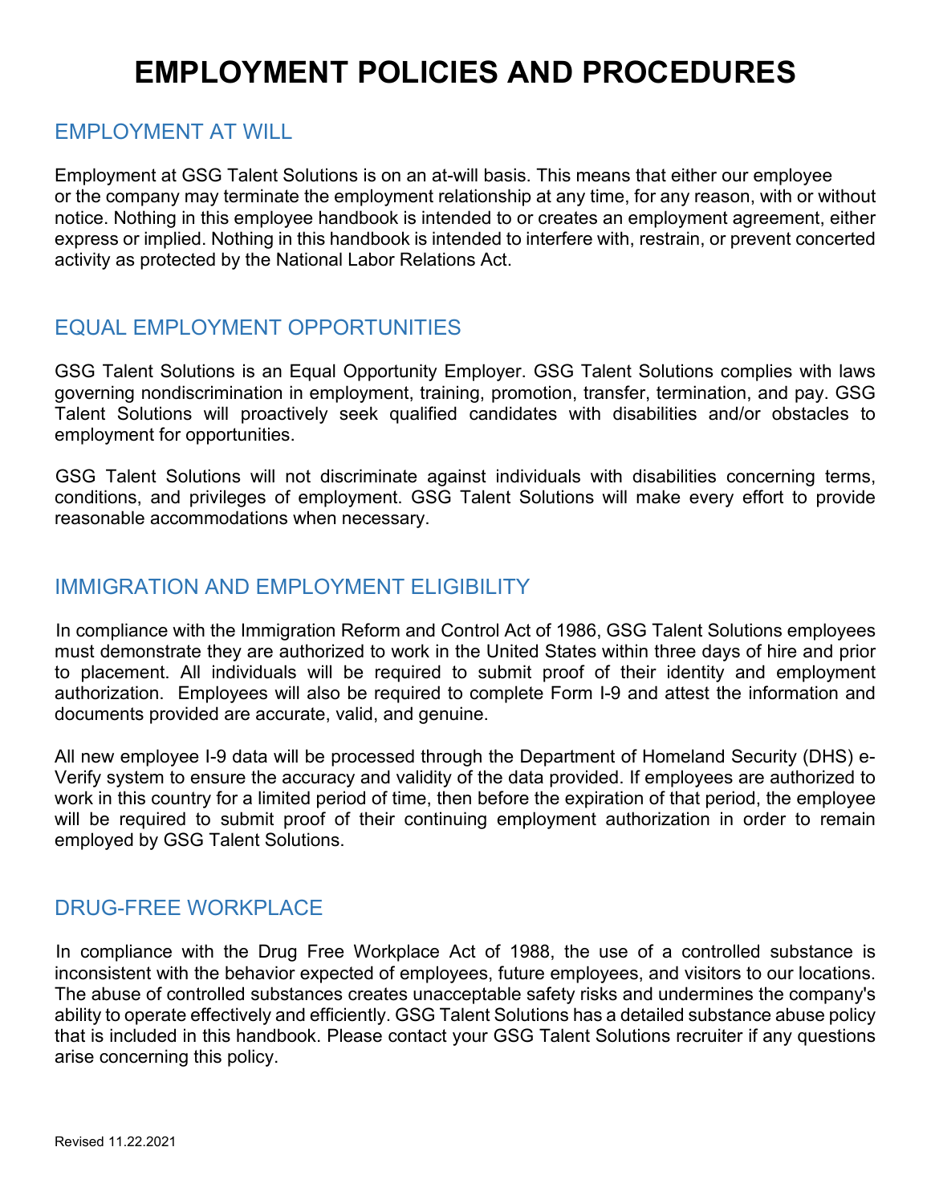# EMPLOYMENT POLICIES AND PROCEDURES

## EMPLOYMENT AT WILL

Employment at GSG Talent Solutions is on an at-will basis. This means that either our employee or the company may terminate the employment relationship at any time, for any reason, with or without notice. Nothing in this employee handbook is intended to or creates an employment agreement, either express or implied. Nothing in this handbook is intended to interfere with, restrain, or prevent concerted activity as protected by the National Labor Relations Act.

## EQUAL EMPLOYMENT OPPORTUNITIES

GSG Talent Solutions is an Equal Opportunity Employer. GSG Talent Solutions complies with laws governing nondiscrimination in employment, training, promotion, transfer, termination, and pay. GSG Talent Solutions will proactively seek qualified candidates with disabilities and/or obstacles to employment for opportunities.

GSG Talent Solutions will not discriminate against individuals with disabilities concerning terms, conditions, and privileges of employment. GSG Talent Solutions will make every effort to provide reasonable accommodations when necessary.

## IMMIGRATION AND EMPLOYMENT ELIGIBILITY

In compliance with the Immigration Reform and Control Act of 1986, GSG Talent Solutions employees must demonstrate they are authorized to work in the United States within three days of hire and prior to placement. All individuals will be required to submit proof of their identity and employment authorization. Employees will also be required to complete Form I-9 and attest the information and documents provided are accurate, valid, and genuine.

All new employee I-9 data will be processed through the Department of Homeland Security (DHS) e-Verify system to ensure the accuracy and validity of the data provided. If employees are authorized to work in this country for a limited period of time, then before the expiration of that period, the employee will be required to submit proof of their continuing employment authorization in order to remain employed by GSG Talent Solutions.

## DRUG-FREE WORKPLACE

In compliance with the Drug Free Workplace Act of 1988, the use of a controlled substance is inconsistent with the behavior expected of employees, future employees, and visitors to our locations. The abuse of controlled substances creates unacceptable safety risks and undermines the company's ability to operate effectively and efficiently. GSG Talent Solutions has a detailed substance abuse policy that is included in this handbook. Please contact your GSG Talent Solutions recruiter if any questions arise concerning this policy.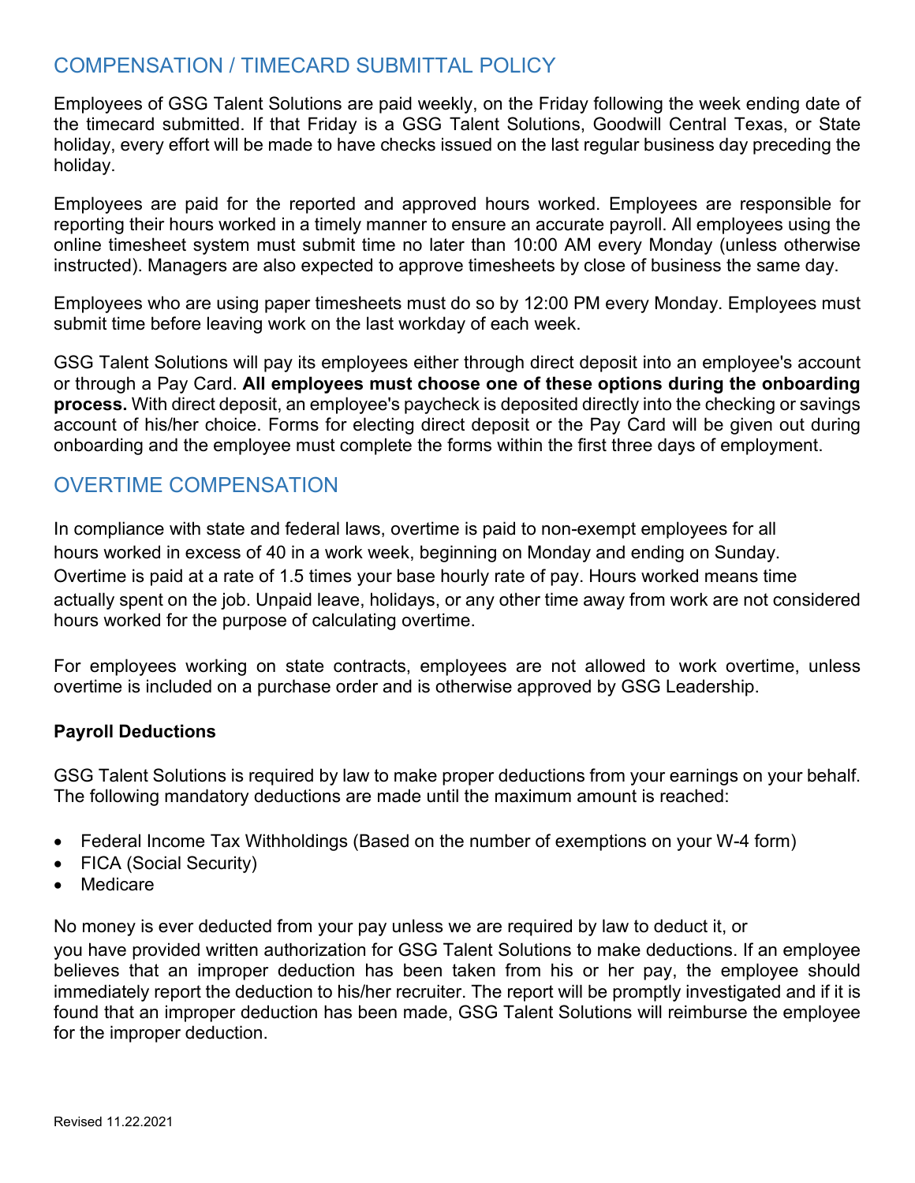## COMPENSATION / TIMECARD SUBMITTAL POLICY

Employees of GSG Talent Solutions are paid weekly, on the Friday following the week ending date of the timecard submitted. If that Friday is a GSG Talent Solutions, Goodwill Central Texas, or State holiday, every effort will be made to have checks issued on the last regular business day preceding the holiday.

Employees are paid for the reported and approved hours worked. Employees are responsible for reporting their hours worked in a timely manner to ensure an accurate payroll. All employees using the online timesheet system must submit time no later than 10:00 AM every Monday (unless otherwise instructed). Managers are also expected to approve timesheets by close of business the same day.

Employees who are using paper timesheets must do so by 12:00 PM every Monday. Employees must submit time before leaving work on the last workday of each week.

GSG Talent Solutions will pay its employees either through direct deposit into an employee's account or through a Pay Card. **All employees must choose one of these options during the onboarding process.** With direct deposit, an employee's paycheck is deposited directly into the checking or savings account of his/her choice. Forms for electing direct deposit or the Pay Card will be given out during onboarding and the employee must complete the forms within the first three days of employment.

## OVERTIME COMPENSATION

In compliance with state and federal laws, overtime is paid to non-exempt employees for all hours worked in excess of 40 in a work week, beginning on Monday and ending on Sunday. Overtime is paid at a rate of 1.5 times your base hourly rate of pay. Hours worked means time actually spent on the job. Unpaid leave, holidays, or any other time away from work are not considered hours worked for the purpose of calculating overtime.

For employees working on state contracts, employees are not allowed to work overtime, unless overtime is included on a purchase order and is otherwise approved by GSG Leadership.

### Payroll Deductions

GSG Talent Solutions is required by law to make proper deductions from your earnings on your behalf. The following mandatory deductions are made until the maximum amount is reached:

- Federal Income Tax Withholdings (Based on the number of exemptions on your W-4 form)
- FICA (Social Security)
- Medicare

No money is ever deducted from your pay unless we are required by law to deduct it, or you have provided written authorization for GSG Talent Solutions to make deductions. If an employee believes that an improper deduction has been taken from his or her pay, the employee should immediately report the deduction to his/her recruiter. The report will be promptly investigated and if it is found that an improper deduction has been made, GSG Talent Solutions will reimburse the employee for the improper deduction.

Revised 11.22.2021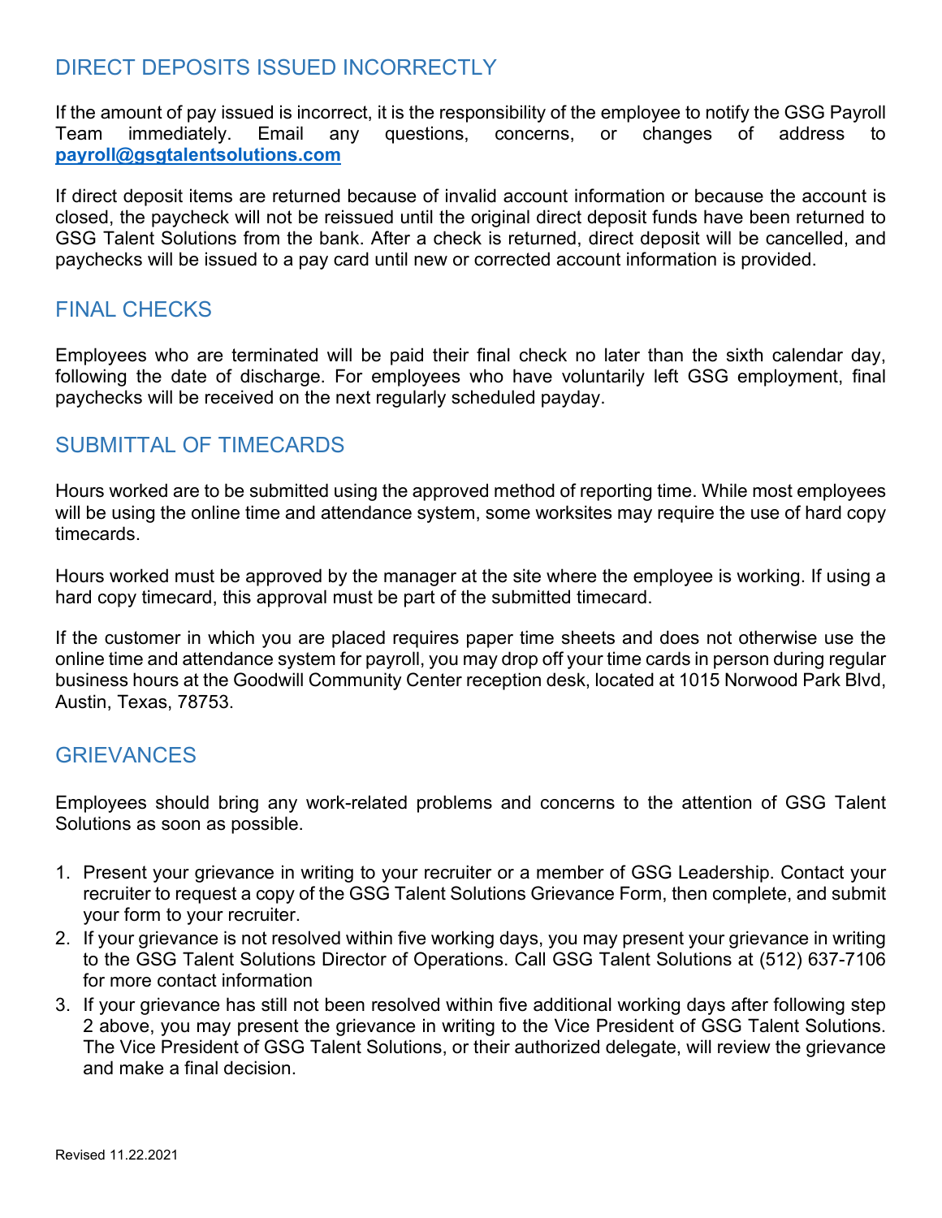## DIRECT DEPOSITS ISSUED INCORRECTLY

If the amount of pay issued is incorrect, it is the responsibility of the employee to notify the GSG Payroll Team immediately. Email any questions, concerns, or changes of address to **payroll@gsgtalentsolutions.com**

If direct deposit items are returned because of invalid account information or because the account is closed, the paycheck will not be reissued until the original direct deposit funds have been returned to GSG Talent Solutions from the bank. After a check is returned, direct deposit will be cancelled, and paychecks will be issued to a pay card until new or corrected account information is provided.

## FINAL CHECKS

Employees who are terminated will be paid their final check no later than the sixth calendar day, following the date of discharge. For employees who have voluntarily left GSG employment, final paychecks will be received on the next regularly scheduled payday.

## SUBMITTAL OF TIMECARDS

Hours worked are to be submitted using the approved method of reporting time. While most employees will be using the online time and attendance system, some worksites may require the use of hard copy timecards.

Hours worked must be approved by the manager at the site where the employee is working. If using a hard copy timecard, this approval must be part of the submitted timecard.

If the customer in which you are placed requires paper time sheets and does not otherwise use the online time and attendance system for payroll, you may drop off your time cards in person during regular business hours at the Goodwill Community Center reception desk, located at 1015 Norwood Park Blvd, Austin, Texas, 78753.

## GRIEVANCES

Employees should bring any work-related problems and concerns to the attention of GSG Talent Solutions as soon as possible.

1. Present your grievance in writing to your recruiter or a member of GSG Leadership. Contact your recruiter to request a copy of the GSG Talent Solutions Grievance Form, then complete, and submit your form to your recruiter.
2. If your grievance is not resolved within five working days, you may present your grievance in writing to the GSG Talent Solutions Director of Operations. Call GSG Talent Solutions at (512) 637-7106 for more contact information
3. If your grievance has still not been resolved within five additional working days after following step 2 above, you may present the grievance in writing to the Vice President of GSG Talent Solutions. The Vice President of GSG Talent Solutions, or their authorized delegate, will review the grievance and make a final decision.

Revised 11.22.2021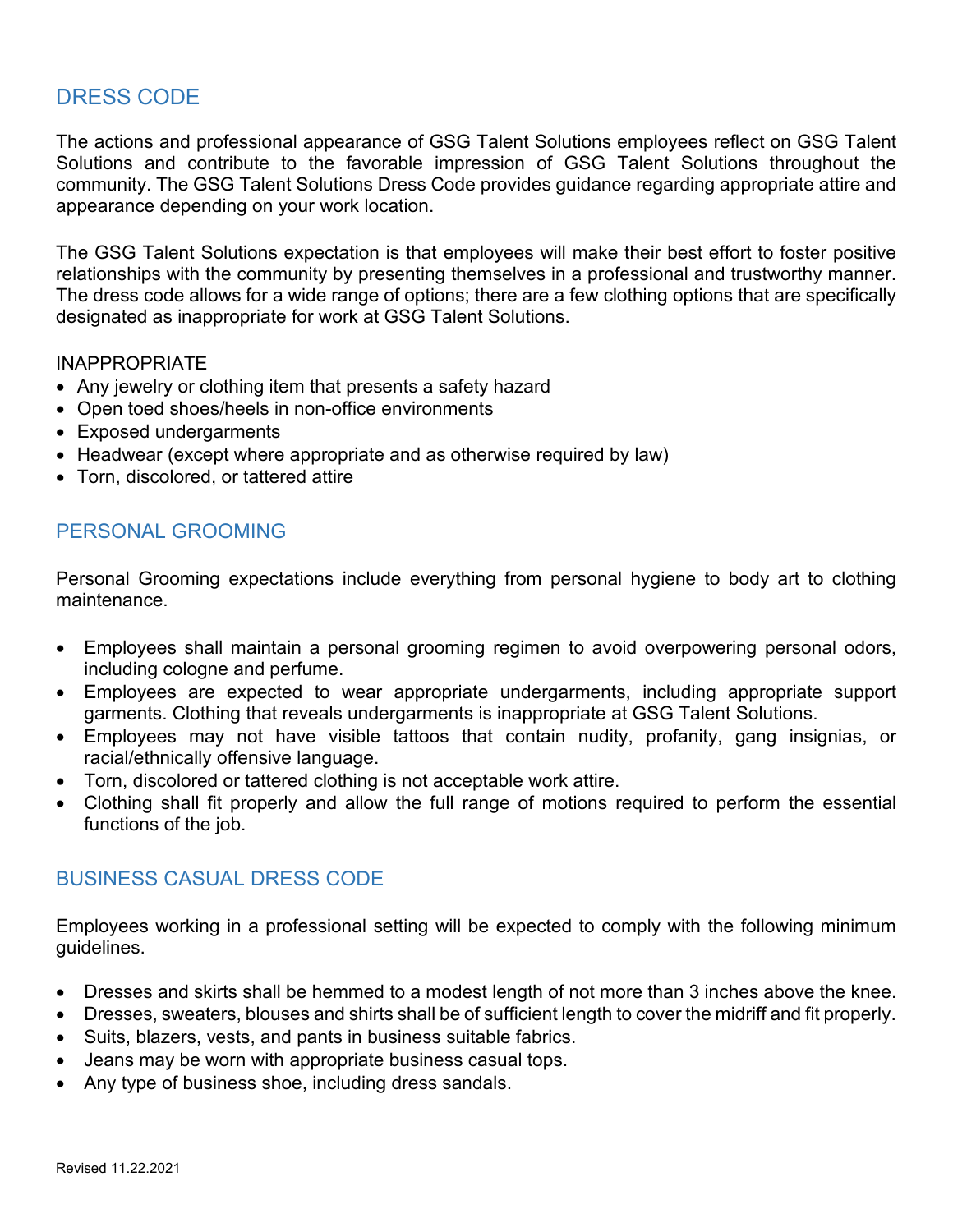## DRESS CODE

The actions and professional appearance of GSG Talent Solutions employees reflect on GSG Talent Solutions and contribute to the favorable impression of GSG Talent Solutions throughout the community. The GSG Talent Solutions Dress Code provides guidance regarding appropriate attire and appearance depending on your work location.

The GSG Talent Solutions expectation is that employees will make their best effort to foster positive relationships with the community by presenting themselves in a professional and trustworthy manner. The dress code allows for a wide range of options; there are a few clothing options that are specifically designated as inappropriate for work at GSG Talent Solutions.

INAPPROPRIATE

- Any jewelry or clothing item that presents a safety hazard
- Open toed shoes/heels in non-office environments
- Exposed undergarments
- Headwear (except where appropriate and as otherwise required by law)
- Torn, discolored, or tattered attire

## PERSONAL GROOMING

Personal Grooming expectations include everything from personal hygiene to body art to clothing maintenance.

- Employees shall maintain a personal grooming regimen to avoid overpowering personal odors, including cologne and perfume.
- Employees are expected to wear appropriate undergarments, including appropriate support garments. Clothing that reveals undergarments is inappropriate at GSG Talent Solutions.
- Employees may not have visible tattoos that contain nudity, profanity, gang insignias, or racial/ethnically offensive language.
- Torn, discolored or tattered clothing is not acceptable work attire.
- Clothing shall fit properly and allow the full range of motions required to perform the essential functions of the job.

## BUSINESS CASUAL DRESS CODE

Employees working in a professional setting will be expected to comply with the following minimum guidelines.

- Dresses and skirts shall be hemmed to a modest length of not more than 3 inches above the knee.
- Dresses, sweaters, blouses and shirts shall be of sufficient length to cover the midriff and fit properly.
- Suits, blazers, vests, and pants in business suitable fabrics.
- Jeans may be worn with appropriate business casual tops.
- Any type of business shoe, including dress sandals.

Revised 11.22.2021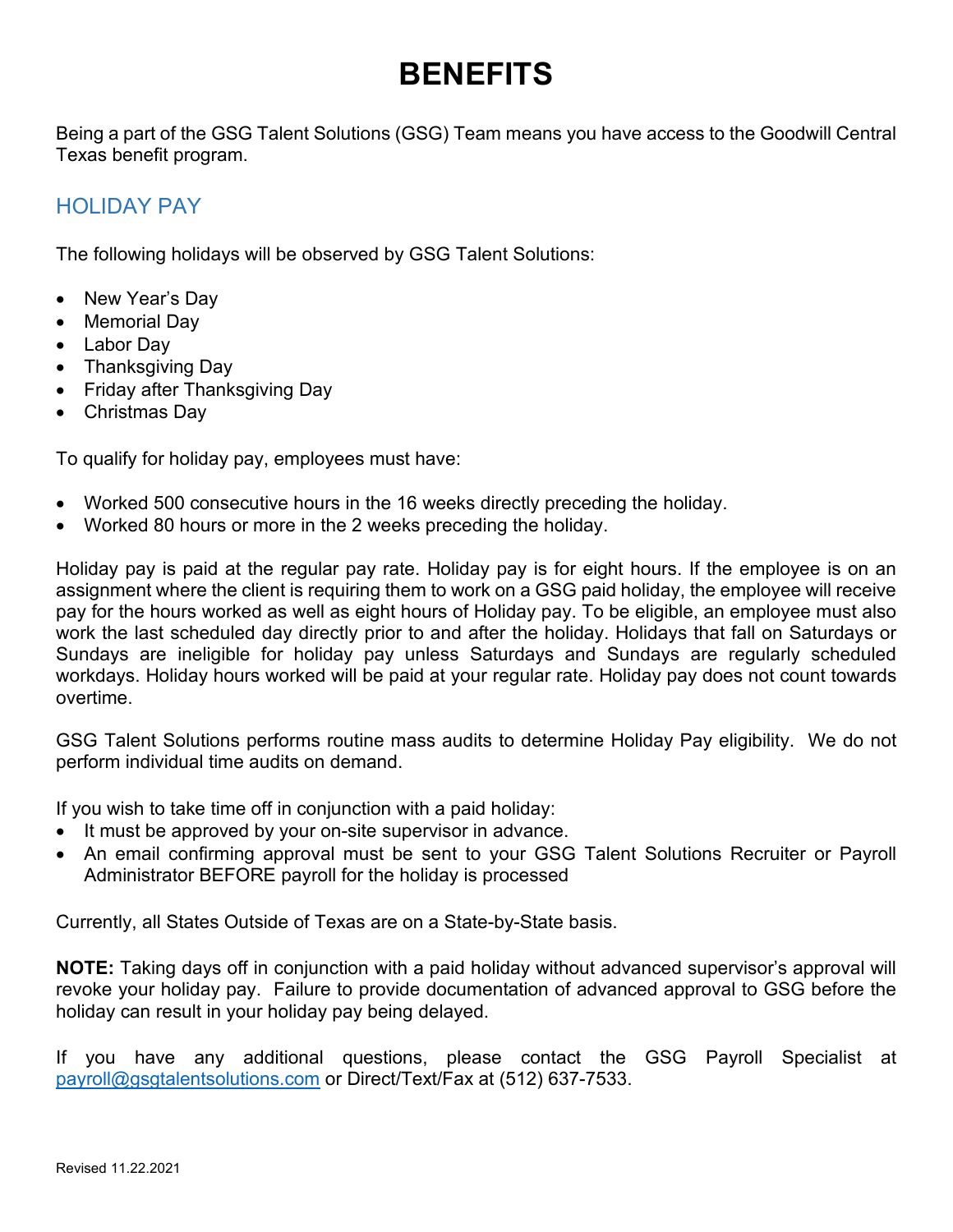# BENEFITS

Being a part of the GSG Talent Solutions (GSG) Team means you have access to the Goodwill Central Texas benefit program.

## HOLIDAY PAY

The following holidays will be observed by GSG Talent Solutions:

- New Year's Day
- Memorial Day
- Labor Day
- Thanksgiving Day
- Friday after Thanksgiving Day
- Christmas Day

To qualify for holiday pay, employees must have:

- Worked 500 consecutive hours in the 16 weeks directly preceding the holiday.
- Worked 80 hours or more in the 2 weeks preceding the holiday.

Holiday pay is paid at the regular pay rate. Holiday pay is for eight hours. If the employee is on an assignment where the client is requiring them to work on a GSG paid holiday, the employee will receive pay for the hours worked as well as eight hours of Holiday pay. To be eligible, an employee must also work the last scheduled day directly prior to and after the holiday. Holidays that fall on Saturdays or Sundays are ineligible for holiday pay unless Saturdays and Sundays are regularly scheduled workdays. Holiday hours worked will be paid at your regular rate. Holiday pay does not count towards overtime.

GSG Talent Solutions performs routine mass audits to determine Holiday Pay eligibility. We do not perform individual time audits on demand.

If you wish to take time off in conjunction with a paid holiday:

- It must be approved by your on-site supervisor in advance.
- An email confirming approval must be sent to your GSG Talent Solutions Recruiter or Payroll Administrator BEFORE payroll for the holiday is processed

Currently, all States Outside of Texas are on a State-by-State basis.

**NOTE:** Taking days off in conjunction with a paid holiday without advanced supervisor's approval will revoke your holiday pay. Failure to provide documentation of advanced approval to GSG before the holiday can result in your holiday pay being delayed.

If you have any additional questions, please contact the GSG Payroll Specialist at [payroll@gsgtalentsolutions.com](mailto:payroll@gsgtalentsolutions.com) or Direct/Text/Fax at (512) 637-7533.

Revised 11.22.2021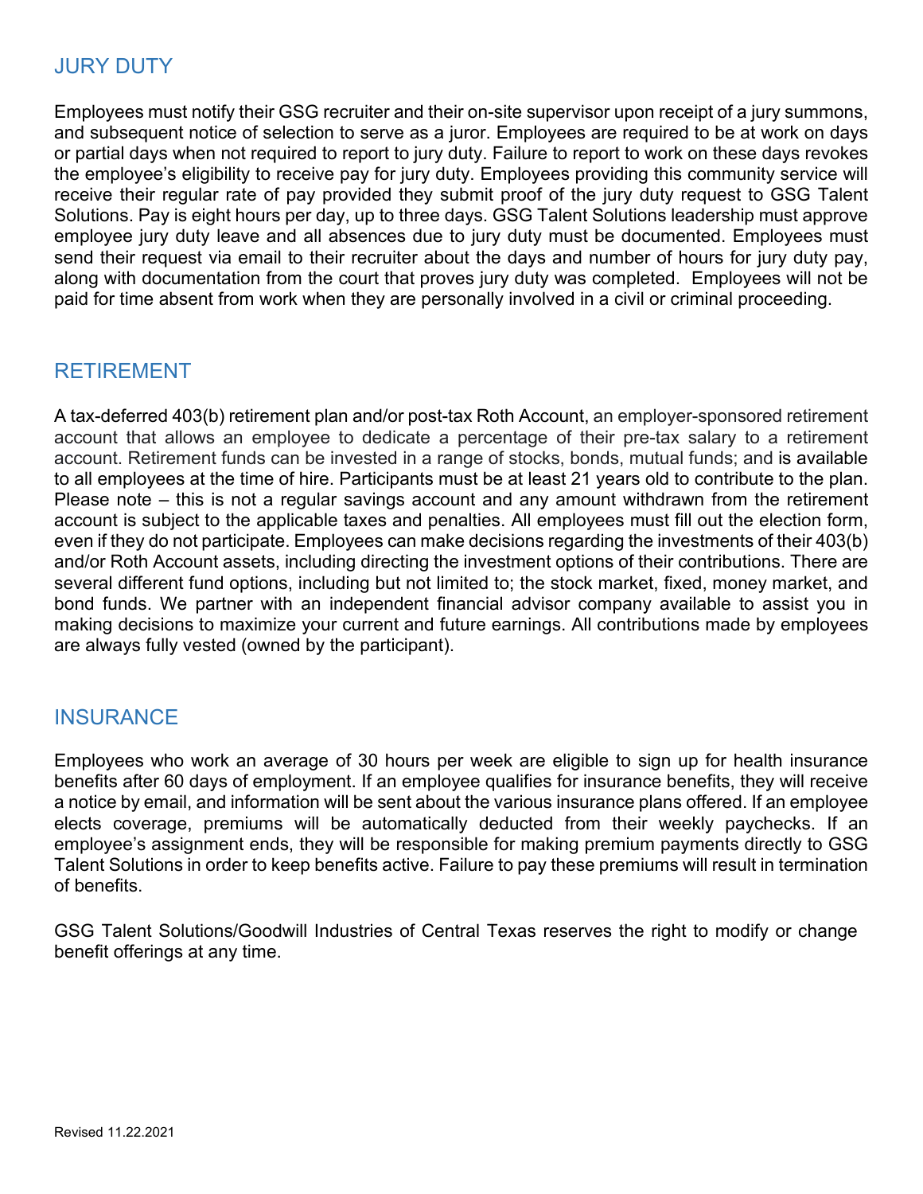## JURY DUTY

Employees must notify their GSG recruiter and their on-site supervisor upon receipt of a jury summons, and subsequent notice of selection to serve as a juror. Employees are required to be at work on days or partial days when not required to report to jury duty. Failure to report to work on these days revokes the employee's eligibility to receive pay for jury duty. Employees providing this community service will receive their regular rate of pay provided they submit proof of the jury duty request to GSG Talent Solutions. Pay is eight hours per day, up to three days. GSG Talent Solutions leadership must approve employee jury duty leave and all absences due to jury duty must be documented. Employees must send their request via email to their recruiter about the days and number of hours for jury duty pay, along with documentation from the court that proves jury duty was completed. Employees will not be paid for time absent from work when they are personally involved in a civil or criminal proceeding.

## RETIREMENT

A tax-deferred 403(b) retirement plan and/or post-tax Roth Account, an employer-sponsored retirement account that allows an employee to dedicate a percentage of their pre-tax salary to a retirement account. Retirement funds can be invested in a range of stocks, bonds, mutual funds; and is available to all employees at the time of hire. Participants must be at least 21 years old to contribute to the plan. Please note – this is not a regular savings account and any amount withdrawn from the retirement account is subject to the applicable taxes and penalties. All employees must fill out the election form, even if they do not participate. Employees can make decisions regarding the investments of their 403(b) and/or Roth Account assets, including directing the investment options of their contributions. There are several different fund options, including but not limited to; the stock market, fixed, money market, and bond funds. We partner with an independent financial advisor company available to assist you in making decisions to maximize your current and future earnings. All contributions made by employees are always fully vested (owned by the participant).

## INSURANCE

Employees who work an average of 30 hours per week are eligible to sign up for health insurance benefits after 60 days of employment. If an employee qualifies for insurance benefits, they will receive a notice by email, and information will be sent about the various insurance plans offered. If an employee elects coverage, premiums will be automatically deducted from their weekly paychecks. If an employee's assignment ends, they will be responsible for making premium payments directly to GSG Talent Solutions in order to keep benefits active. Failure to pay these premiums will result in termination of benefits.

GSG Talent Solutions/Goodwill Industries of Central Texas reserves the right to modify or change benefit offerings at any time.

Revised 11.22.2021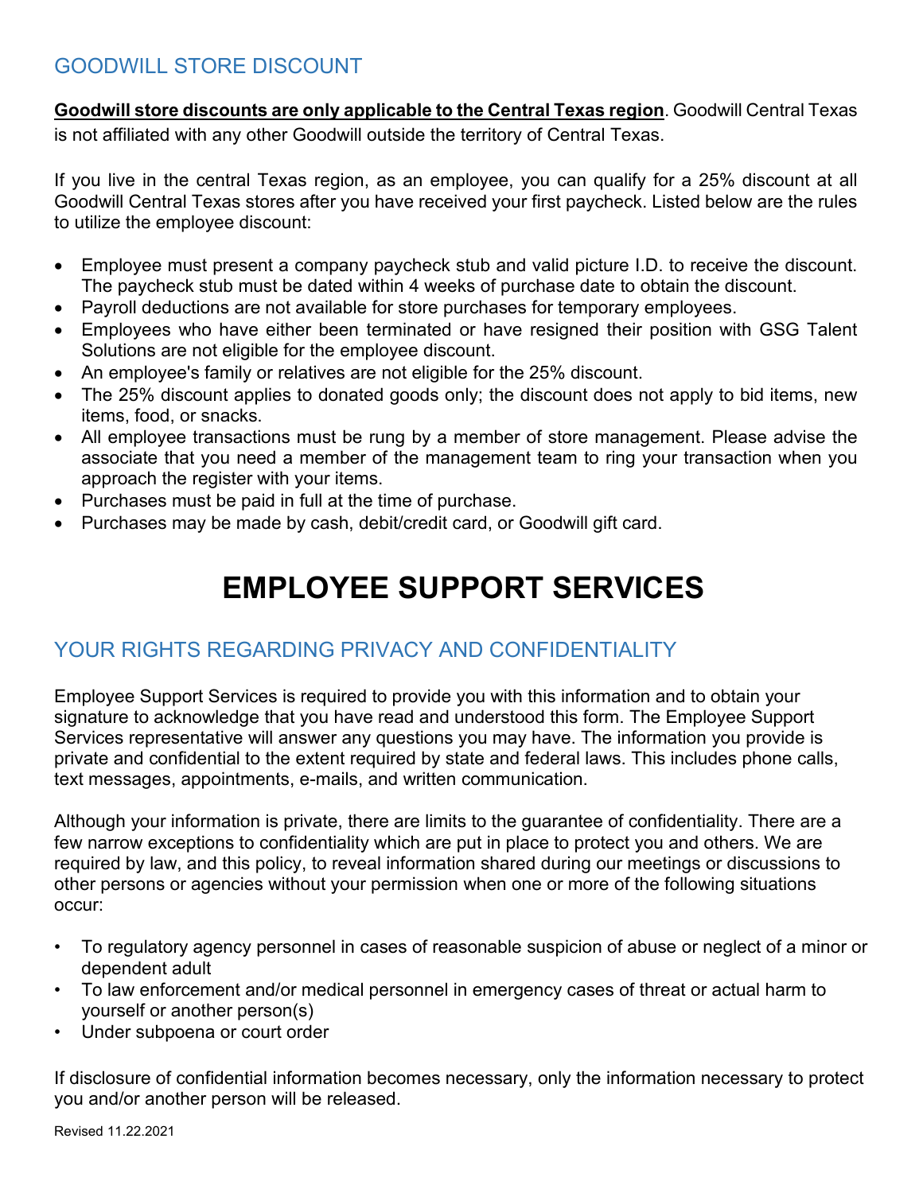## GOODWILL STORE DISCOUNT

**Goodwill store discounts are only applicable to the Central Texas region**. Goodwill Central Texas is not affiliated with any other Goodwill outside the territory of Central Texas.

If you live in the central Texas region, as an employee, you can qualify for a 25% discount at all Goodwill Central Texas stores after you have received your first paycheck. Listed below are the rules to utilize the employee discount:

- Employee must present a company paycheck stub and valid picture I.D. to receive the discount. The paycheck stub must be dated within 4 weeks of purchase date to obtain the discount.
- Payroll deductions are not available for store purchases for temporary employees.
- Employees who have either been terminated or have resigned their position with GSG Talent Solutions are not eligible for the employee discount.
- An employee's family or relatives are not eligible for the 25% discount.
- The 25% discount applies to donated goods only; the discount does not apply to bid items, new items, food, or snacks.
- All employee transactions must be rung by a member of store management. Please advise the associate that you need a member of the management team to ring your transaction when you approach the register with your items.
- Purchases must be paid in full at the time of purchase.
- Purchases may be made by cash, debit/credit card, or Goodwill gift card.

# EMPLOYEE SUPPORT SERVICES

## YOUR RIGHTS REGARDING PRIVACY AND CONFIDENTIALITY

Employee Support Services is required to provide you with this information and to obtain your signature to acknowledge that you have read and understood this form. The Employee Support Services representative will answer any questions you may have. The information you provide is private and confidential to the extent required by state and federal laws. This includes phone calls, text messages, appointments, e-mails, and written communication.

Although your information is private, there are limits to the guarantee of confidentiality. There are a few narrow exceptions to confidentiality which are put in place to protect you and others. We are required by law, and this policy, to reveal information shared during our meetings or discussions to other persons or agencies without your permission when one or more of the following situations occur:

- To regulatory agency personnel in cases of reasonable suspicion of abuse or neglect of a minor or dependent adult
- To law enforcement and/or medical personnel in emergency cases of threat or actual harm to yourself or another person(s)
- Under subpoena or court order

If disclosure of confidential information becomes necessary, only the information necessary to protect you and/or another person will be released.

Revised 11.22.2021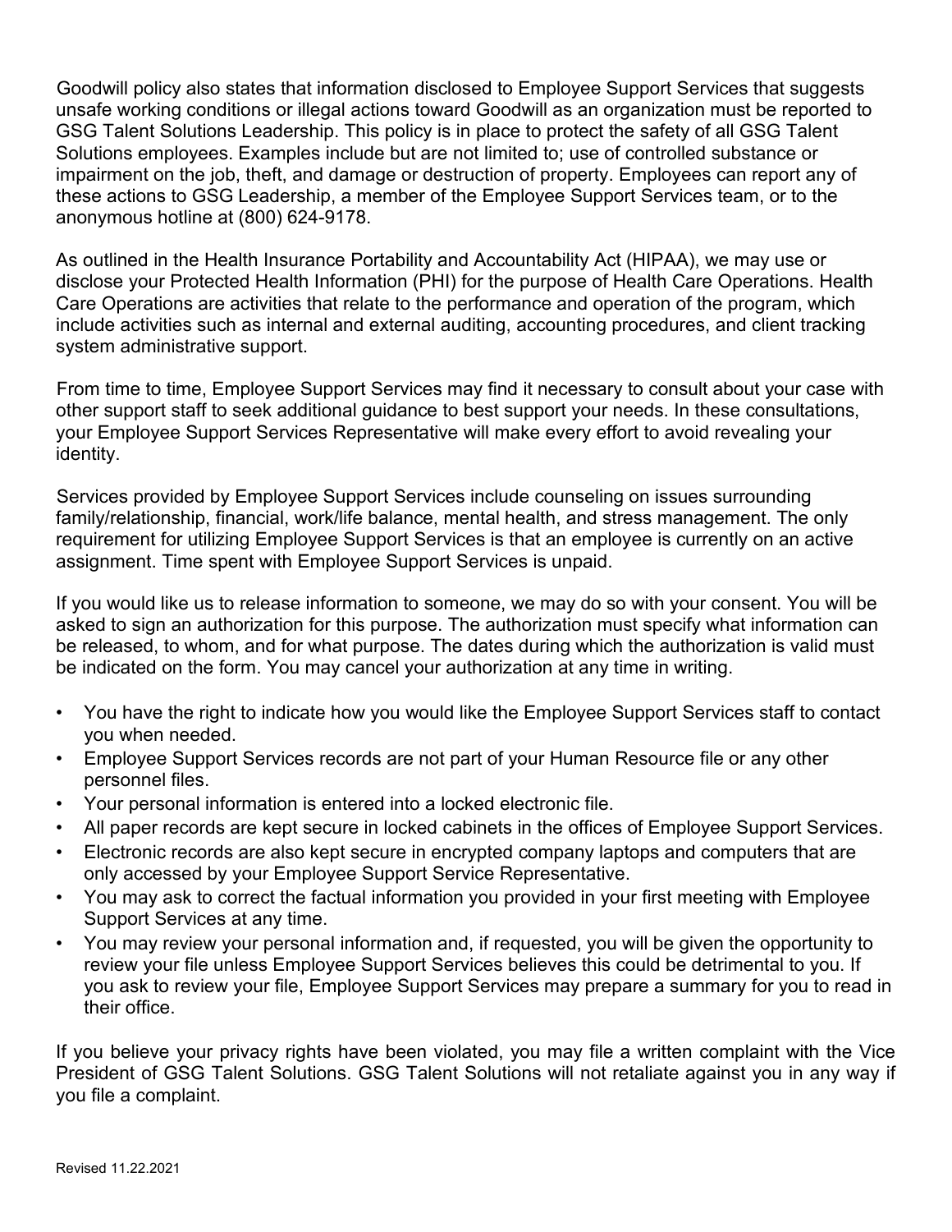Goodwill policy also states that information disclosed to Employee Support Services that suggests unsafe working conditions or illegal actions toward Goodwill as an organization must be reported to GSG Talent Solutions Leadership. This policy is in place to protect the safety of all GSG Talent Solutions employees. Examples include but are not limited to; use of controlled substance or impairment on the job, theft, and damage or destruction of property. Employees can report any of these actions to GSG Leadership, a member of the Employee Support Services team, or to the anonymous hotline at (800) 624-9178.

As outlined in the Health Insurance Portability and Accountability Act (HIPAA), we may use or disclose your Protected Health Information (PHI) for the purpose of Health Care Operations. Health Care Operations are activities that relate to the performance and operation of the program, which include activities such as internal and external auditing, accounting procedures, and client tracking system administrative support.

From time to time, Employee Support Services may find it necessary to consult about your case with other support staff to seek additional guidance to best support your needs. In these consultations, your Employee Support Services Representative will make every effort to avoid revealing your identity.

Services provided by Employee Support Services include counseling on issues surrounding family/relationship, financial, work/life balance, mental health, and stress management. The only requirement for utilizing Employee Support Services is that an employee is currently on an active assignment. Time spent with Employee Support Services is unpaid.

If you would like us to release information to someone, we may do so with your consent. You will be asked to sign an authorization for this purpose. The authorization must specify what information can be released, to whom, and for what purpose. The dates during which the authorization is valid must be indicated on the form. You may cancel your authorization at any time in writing.

- You have the right to indicate how you would like the Employee Support Services staff to contact you when needed.
- Employee Support Services records are not part of your Human Resource file or any other personnel files.
- Your personal information is entered into a locked electronic file.
- All paper records are kept secure in locked cabinets in the offices of Employee Support Services.
- Electronic records are also kept secure in encrypted company laptops and computers that are only accessed by your Employee Support Service Representative.
- You may ask to correct the factual information you provided in your first meeting with Employee Support Services at any time.
- You may review your personal information and, if requested, you will be given the opportunity to review your file unless Employee Support Services believes this could be detrimental to you. If you ask to review your file, Employee Support Services may prepare a summary for you to read in their office.

If you believe your privacy rights have been violated, you may file a written complaint with the Vice President of GSG Talent Solutions. GSG Talent Solutions will not retaliate against you in any way if you file a complaint.

Revised 11.22.2021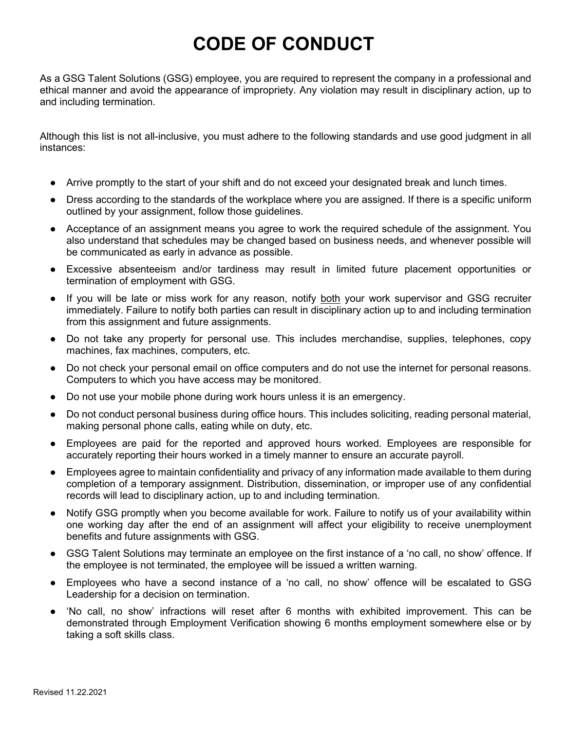# CODE OF CONDUCT

As a GSG Talent Solutions (GSG) employee, you are required to represent the company in a professional and ethical manner and avoid the appearance of impropriety. Any violation may result in disciplinary action, up to and including termination.

Although this list is not all-inclusive, you must adhere to the following standards and use good judgment in all instances:

- Arrive promptly to the start of your shift and do not exceed your designated break and lunch times.
- Dress according to the standards of the workplace where you are assigned. If there is a specific uniform outlined by your assignment, follow those guidelines.
- Acceptance of an assignment means you agree to work the required schedule of the assignment. You also understand that schedules may be changed based on business needs, and whenever possible will be communicated as early in advance as possible.
- Excessive absenteeism and/or tardiness may result in limited future placement opportunities or termination of employment with GSG.
- If you will be late or miss work for any reason, notify <u>both</u> your work supervisor and GSG recruiter immediately. Failure to notify both parties can result in disciplinary action up to and including termination from this assignment and future assignments.
- Do not take any property for personal use. This includes merchandise, supplies, telephones, copy machines, fax machines, computers, etc.
- Do not check your personal email on office computers and do not use the internet for personal reasons. Computers to which you have access may be monitored.
- Do not use your mobile phone during work hours unless it is an emergency.
- Do not conduct personal business during office hours. This includes soliciting, reading personal material, making personal phone calls, eating while on duty, etc.
- Employees are paid for the reported and approved hours worked. Employees are responsible for accurately reporting their hours worked in a timely manner to ensure an accurate payroll.
- Employees agree to maintain confidentiality and privacy of any information made available to them during completion of a temporary assignment. Distribution, dissemination, or improper use of any confidential records will lead to disciplinary action, up to and including termination.
- Notify GSG promptly when you become available for work. Failure to notify us of your availability within one working day after the end of an assignment will affect your eligibility to receive unemployment benefits and future assignments with GSG.
- GSG Talent Solutions may terminate an employee on the first instance of a 'no call, no show' offence. If the employee is not terminated, the employee will be issued a written warning.
- Employees who have a second instance of a 'no call, no show' offence will be escalated to GSG Leadership for a decision on termination.
- 'No call, no show' infractions will reset after 6 months with exhibited improvement. This can be demonstrated through Employment Verification showing 6 months employment somewhere else or by taking a soft skills class.

Revised 11.22.2021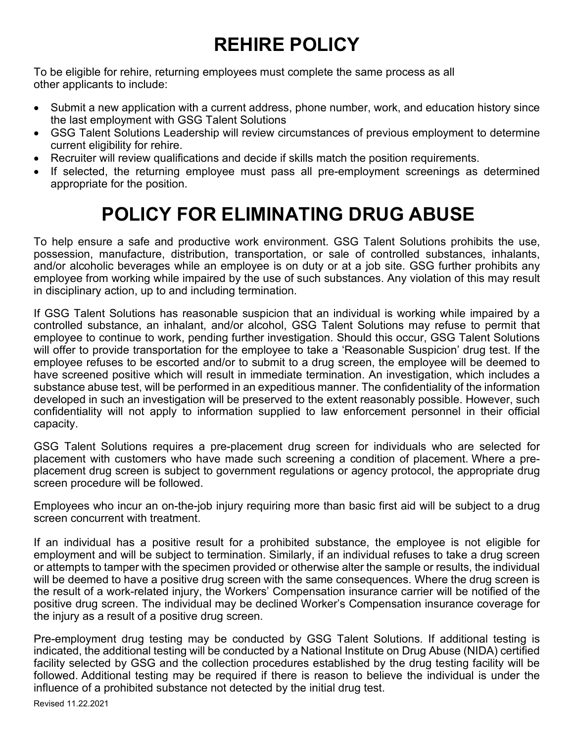# REHIRE POLICY

To be eligible for rehire, returning employees must complete the same process as all other applicants to include:

- Submit a new application with a current address, phone number, work, and education history since the last employment with GSG Talent Solutions
- GSG Talent Solutions Leadership will review circumstances of previous employment to determine current eligibility for rehire.
- Recruiter will review qualifications and decide if skills match the position requirements.
- If selected, the returning employee must pass all pre-employment screenings as determined appropriate for the position.

# POLICY FOR ELIMINATING DRUG ABUSE

To help ensure a safe and productive work environment. GSG Talent Solutions prohibits the use, possession, manufacture, distribution, transportation, or sale of controlled substances, inhalants, and/or alcoholic beverages while an employee is on duty or at a job site. GSG further prohibits any employee from working while impaired by the use of such substances. Any violation of this may result in disciplinary action, up to and including termination.

If GSG Talent Solutions has reasonable suspicion that an individual is working while impaired by a controlled substance, an inhalant, and/or alcohol, GSG Talent Solutions may refuse to permit that employee to continue to work, pending further investigation. Should this occur, GSG Talent Solutions will offer to provide transportation for the employee to take a 'Reasonable Suspicion' drug test. If the employee refuses to be escorted and/or to submit to a drug screen, the employee will be deemed to have screened positive which will result in immediate termination. An investigation, which includes a substance abuse test, will be performed in an expeditious manner. The confidentiality of the information developed in such an investigation will be preserved to the extent reasonably possible. However, such confidentiality will not apply to information supplied to law enforcement personnel in their official capacity.

GSG Talent Solutions requires a pre-placement drug screen for individuals who are selected for placement with customers who have made such screening a condition of placement. Where a pre-placement drug screen is subject to government regulations or agency protocol, the appropriate drug screen procedure will be followed.

Employees who incur an on-the-job injury requiring more than basic first aid will be subject to a drug screen concurrent with treatment.

If an individual has a positive result for a prohibited substance, the employee is not eligible for employment and will be subject to termination. Similarly, if an individual refuses to take a drug screen or attempts to tamper with the specimen provided or otherwise alter the sample or results, the individual will be deemed to have a positive drug screen with the same consequences. Where the drug screen is the result of a work-related injury, the Workers' Compensation insurance carrier will be notified of the positive drug screen. The individual may be declined Worker's Compensation insurance coverage for the injury as a result of a positive drug screen.

Pre-employment drug testing may be conducted by GSG Talent Solutions. If additional testing is indicated, the additional testing will be conducted by a National Institute on Drug Abuse (NIDA) certified facility selected by GSG and the collection procedures established by the drug testing facility will be followed. Additional testing may be required if there is reason to believe the individual is under the influence of a prohibited substance not detected by the initial drug test.

Revised 11.22.2021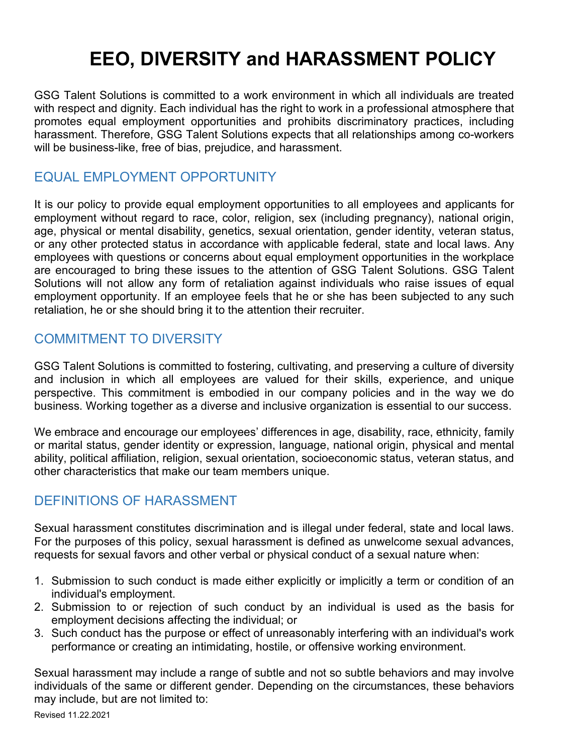# EEO, DIVERSITY and HARASSMENT POLICY

GSG Talent Solutions is committed to a work environment in which all individuals are treated with respect and dignity. Each individual has the right to work in a professional atmosphere that promotes equal employment opportunities and prohibits discriminatory practices, including harassment. Therefore, GSG Talent Solutions expects that all relationships among co-workers will be business-like, free of bias, prejudice, and harassment.

## EQUAL EMPLOYMENT OPPORTUNITY

It is our policy to provide equal employment opportunities to all employees and applicants for employment without regard to race, color, religion, sex (including pregnancy), national origin, age, physical or mental disability, genetics, sexual orientation, gender identity, veteran status, or any other protected status in accordance with applicable federal, state and local laws. Any employees with questions or concerns about equal employment opportunities in the workplace are encouraged to bring these issues to the attention of GSG Talent Solutions. GSG Talent Solutions will not allow any form of retaliation against individuals who raise issues of equal employment opportunity. If an employee feels that he or she has been subjected to any such retaliation, he or she should bring it to the attention their recruiter.

## COMMITMENT TO DIVERSITY

GSG Talent Solutions is committed to fostering, cultivating, and preserving a culture of diversity and inclusion in which all employees are valued for their skills, experience, and unique perspective. This commitment is embodied in our company policies and in the way we do business. Working together as a diverse and inclusive organization is essential to our success.

We embrace and encourage our employees' differences in age, disability, race, ethnicity, family or marital status, gender identity or expression, language, national origin, physical and mental ability, political affiliation, religion, sexual orientation, socioeconomic status, veteran status, and other characteristics that make our team members unique.

## DEFINITIONS OF HARASSMENT

Sexual harassment constitutes discrimination and is illegal under federal, state and local laws. For the purposes of this policy, sexual harassment is defined as unwelcome sexual advances, requests for sexual favors and other verbal or physical conduct of a sexual nature when:

1. Submission to such conduct is made either explicitly or implicitly a term or condition of an individual's employment.
2. Submission to or rejection of such conduct by an individual is used as the basis for employment decisions affecting the individual; or
3. Such conduct has the purpose or effect of unreasonably interfering with an individual's work performance or creating an intimidating, hostile, or offensive working environment.

Sexual harassment may include a range of subtle and not so subtle behaviors and may involve individuals of the same or different gender. Depending on the circumstances, these behaviors may include, but are not limited to:

Revised 11.22.2021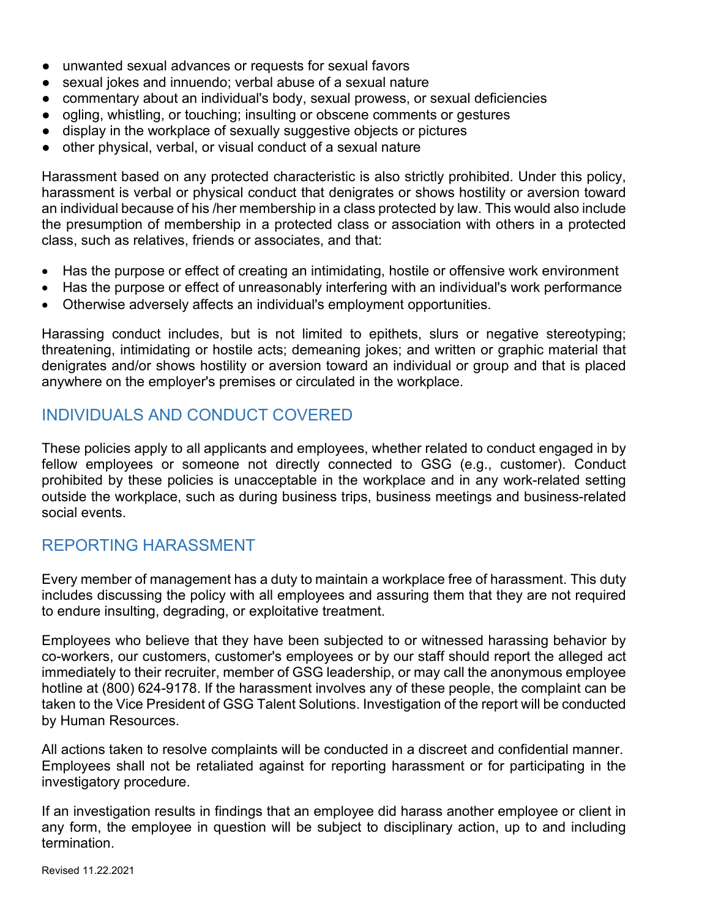- unwanted sexual advances or requests for sexual favors
- sexual jokes and innuendo; verbal abuse of a sexual nature
- commentary about an individual's body, sexual prowess, or sexual deficiencies
- ogling, whistling, or touching; insulting or obscene comments or gestures
- display in the workplace of sexually suggestive objects or pictures
- other physical, verbal, or visual conduct of a sexual nature

Harassment based on any protected characteristic is also strictly prohibited. Under this policy, harassment is verbal or physical conduct that denigrates or shows hostility or aversion toward an individual because of his /her membership in a class protected by law. This would also include the presumption of membership in a protected class or association with others in a protected class, such as relatives, friends or associates, and that:

- Has the purpose or effect of creating an intimidating, hostile or offensive work environment
- Has the purpose or effect of unreasonably interfering with an individual's work performance
- Otherwise adversely affects an individual's employment opportunities.

Harassing conduct includes, but is not limited to epithets, slurs or negative stereotyping; threatening, intimidating or hostile acts; demeaning jokes; and written or graphic material that denigrates and/or shows hostility or aversion toward an individual or group and that is placed anywhere on the employer's premises or circulated in the workplace.

## INDIVIDUALS AND CONDUCT COVERED

These policies apply to all applicants and employees, whether related to conduct engaged in by fellow employees or someone not directly connected to GSG (e.g., customer). Conduct prohibited by these policies is unacceptable in the workplace and in any work-related setting outside the workplace, such as during business trips, business meetings and business-related social events.

## REPORTING HARASSMENT

Every member of management has a duty to maintain a workplace free of harassment. This duty includes discussing the policy with all employees and assuring them that they are not required to endure insulting, degrading, or exploitative treatment.

Employees who believe that they have been subjected to or witnessed harassing behavior by co-workers, our customers, customer's employees or by our staff should report the alleged act immediately to their recruiter, member of GSG leadership, or may call the anonymous employee hotline at (800) 624-9178. If the harassment involves any of these people, the complaint can be taken to the Vice President of GSG Talent Solutions. Investigation of the report will be conducted by Human Resources.

All actions taken to resolve complaints will be conducted in a discreet and confidential manner. Employees shall not be retaliated against for reporting harassment or for participating in the investigatory procedure.

If an investigation results in findings that an employee did harass another employee or client in any form, the employee in question will be subject to disciplinary action, up to and including termination.

Revised 11.22.2021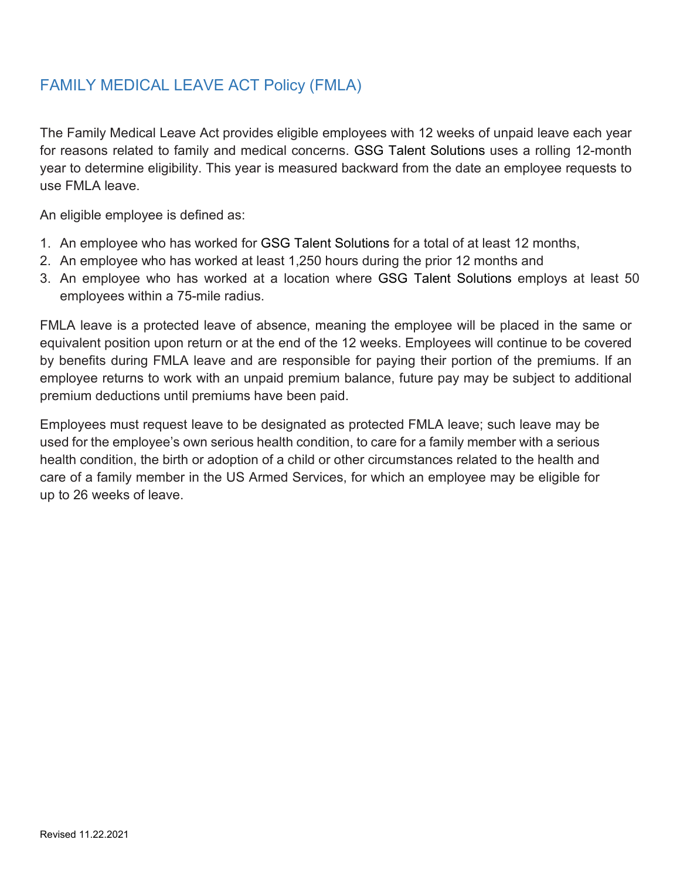## FAMILY MEDICAL LEAVE ACT Policy (FMLA)

The Family Medical Leave Act provides eligible employees with 12 weeks of unpaid leave each year for reasons related to family and medical concerns. GSG Talent Solutions uses a rolling 12-month year to determine eligibility. This year is measured backward from the date an employee requests to use FMLA leave.

An eligible employee is defined as:

1. An employee who has worked for GSG Talent Solutions for a total of at least 12 months,
2. An employee who has worked at least 1,250 hours during the prior 12 months and
3. An employee who has worked at a location where GSG Talent Solutions employs at least 50 employees within a 75-mile radius.

FMLA leave is a protected leave of absence, meaning the employee will be placed in the same or equivalent position upon return or at the end of the 12 weeks. Employees will continue to be covered by benefits during FMLA leave and are responsible for paying their portion of the premiums. If an employee returns to work with an unpaid premium balance, future pay may be subject to additional premium deductions until premiums have been paid.

Employees must request leave to be designated as protected FMLA leave; such leave may be used for the employee's own serious health condition, to care for a family member with a serious health condition, the birth or adoption of a child or other circumstances related to the health and care of a family member in the US Armed Services, for which an employee may be eligible for up to 26 weeks of leave.

Revised 11.22.2021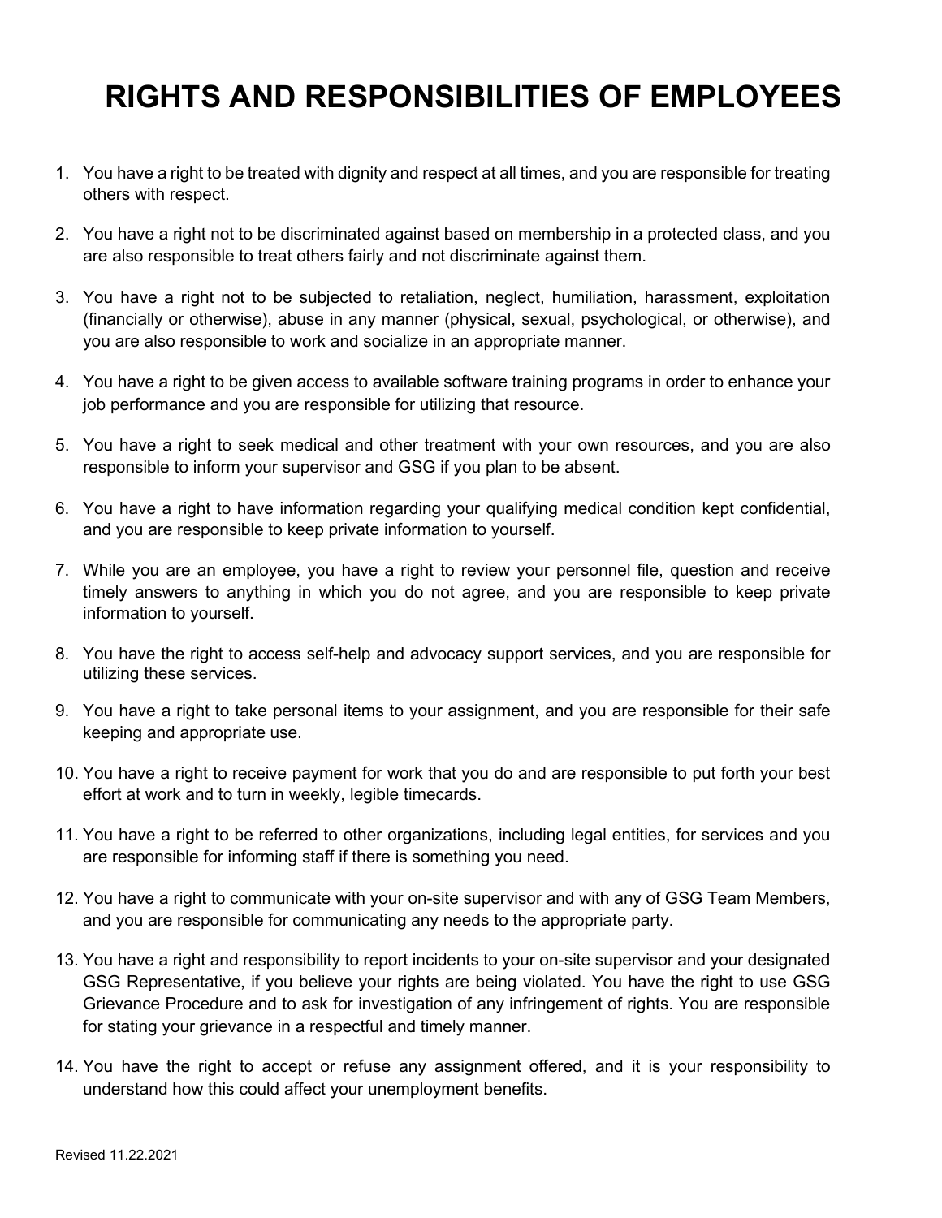# RIGHTS AND RESPONSIBILITIES OF EMPLOYEES

1. You have a right to be treated with dignity and respect at all times, and you are responsible for treating others with respect.

2. You have a right not to be discriminated against based on membership in a protected class, and you are also responsible to treat others fairly and not discriminate against them.

3. You have a right not to be subjected to retaliation, neglect, humiliation, harassment, exploitation (financially or otherwise), abuse in any manner (physical, sexual, psychological, or otherwise), and you are also responsible to work and socialize in an appropriate manner.

4. You have a right to be given access to available software training programs in order to enhance your job performance and you are responsible for utilizing that resource.

5. You have a right to seek medical and other treatment with your own resources, and you are also responsible to inform your supervisor and GSG if you plan to be absent.

6. You have a right to have information regarding your qualifying medical condition kept confidential, and you are responsible to keep private information to yourself.

7. While you are an employee, you have a right to review your personnel file, question and receive timely answers to anything in which you do not agree, and you are responsible to keep private information to yourself.

8. You have the right to access self-help and advocacy support services, and you are responsible for utilizing these services.

9. You have a right to take personal items to your assignment, and you are responsible for their safe keeping and appropriate use.

10. You have a right to receive payment for work that you do and are responsible to put forth your best effort at work and to turn in weekly, legible timecards.

11. You have a right to be referred to other organizations, including legal entities, for services and you are responsible for informing staff if there is something you need.

12. You have a right to communicate with your on-site supervisor and with any of GSG Team Members, and you are responsible for communicating any needs to the appropriate party.

13. You have a right and responsibility to report incidents to your on-site supervisor and your designated GSG Representative, if you believe your rights are being violated. You have the right to use GSG Grievance Procedure and to ask for investigation of any infringement of rights. You are responsible for stating your grievance in a respectful and timely manner.

14. You have the right to accept or refuse any assignment offered, and it is your responsibility to understand how this could affect your unemployment benefits.

Revised 11.22.2021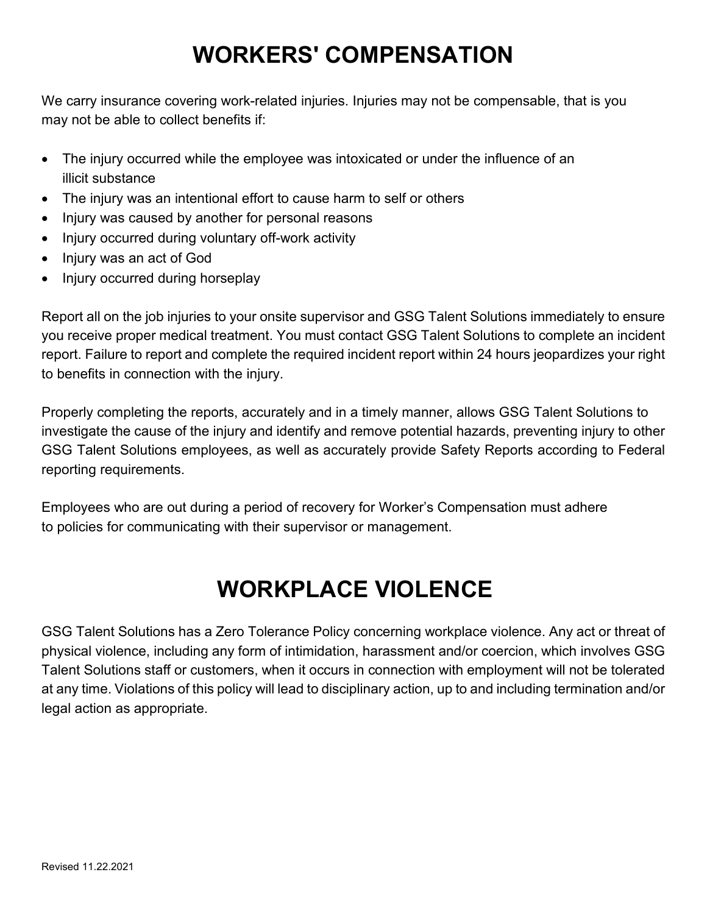# WORKERS' COMPENSATION

We carry insurance covering work-related injuries. Injuries may not be compensable, that is you may not be able to collect benefits if:

- The injury occurred while the employee was intoxicated or under the influence of an illicit substance
- The injury was an intentional effort to cause harm to self or others
- Injury was caused by another for personal reasons
- Injury occurred during voluntary off-work activity
- Injury was an act of God
- Injury occurred during horseplay

Report all on the job injuries to your onsite supervisor and GSG Talent Solutions immediately to ensure you receive proper medical treatment. You must contact GSG Talent Solutions to complete an incident report. Failure to report and complete the required incident report within 24 hours jeopardizes your right to benefits in connection with the injury.

Properly completing the reports, accurately and in a timely manner, allows GSG Talent Solutions to investigate the cause of the injury and identify and remove potential hazards, preventing injury to other GSG Talent Solutions employees, as well as accurately provide Safety Reports according to Federal reporting requirements.

Employees who are out during a period of recovery for Worker's Compensation must adhere to policies for communicating with their supervisor or management.

# WORKPLACE VIOLENCE

GSG Talent Solutions has a Zero Tolerance Policy concerning workplace violence. Any act or threat of physical violence, including any form of intimidation, harassment and/or coercion, which involves GSG Talent Solutions staff or customers, when it occurs in connection with employment will not be tolerated at any time. Violations of this policy will lead to disciplinary action, up to and including termination and/or legal action as appropriate.

Revised 11.22.2021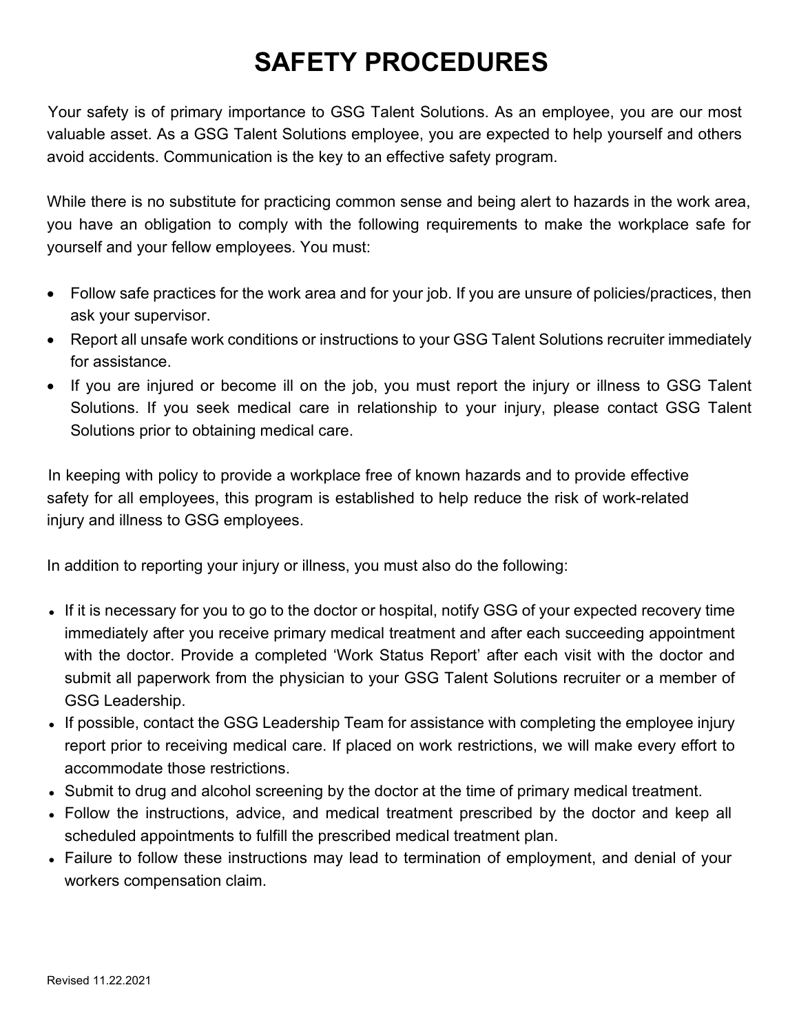# SAFETY PROCEDURES

Your safety is of primary importance to GSG Talent Solutions. As an employee, you are our most valuable asset. As a GSG Talent Solutions employee, you are expected to help yourself and others avoid accidents. Communication is the key to an effective safety program.

While there is no substitute for practicing common sense and being alert to hazards in the work area, you have an obligation to comply with the following requirements to make the workplace safe for yourself and your fellow employees. You must:

- Follow safe practices for the work area and for your job. If you are unsure of policies/practices, then ask your supervisor.
- Report all unsafe work conditions or instructions to your GSG Talent Solutions recruiter immediately for assistance.
- If you are injured or become ill on the job, you must report the injury or illness to GSG Talent Solutions. If you seek medical care in relationship to your injury, please contact GSG Talent Solutions prior to obtaining medical care.

In keeping with policy to provide a workplace free of known hazards and to provide effective safety for all employees, this program is established to help reduce the risk of work-related injury and illness to GSG employees.

In addition to reporting your injury or illness, you must also do the following:

- If it is necessary for you to go to the doctor or hospital, notify GSG of your expected recovery time immediately after you receive primary medical treatment and after each succeeding appointment with the doctor. Provide a completed 'Work Status Report' after each visit with the doctor and submit all paperwork from the physician to your GSG Talent Solutions recruiter or a member of GSG Leadership.
- If possible, contact the GSG Leadership Team for assistance with completing the employee injury report prior to receiving medical care. If placed on work restrictions, we will make every effort to accommodate those restrictions.
- Submit to drug and alcohol screening by the doctor at the time of primary medical treatment.
- Follow the instructions, advice, and medical treatment prescribed by the doctor and keep all scheduled appointments to fulfill the prescribed medical treatment plan.
- Failure to follow these instructions may lead to termination of employment, and denial of your workers compensation claim.

Revised 11.22.2021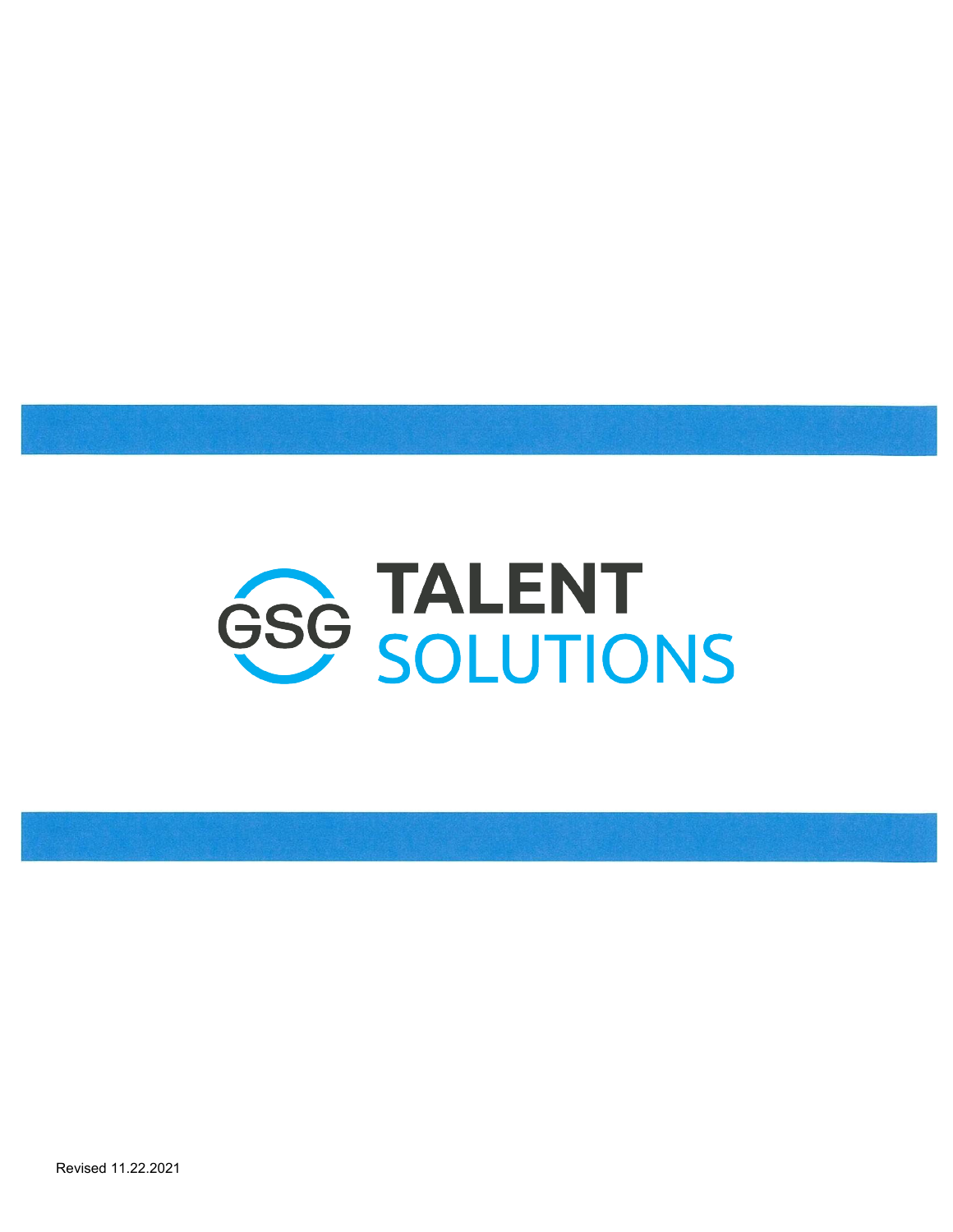GSG TALENT SOLUTIONS

Revised 11.22.2021